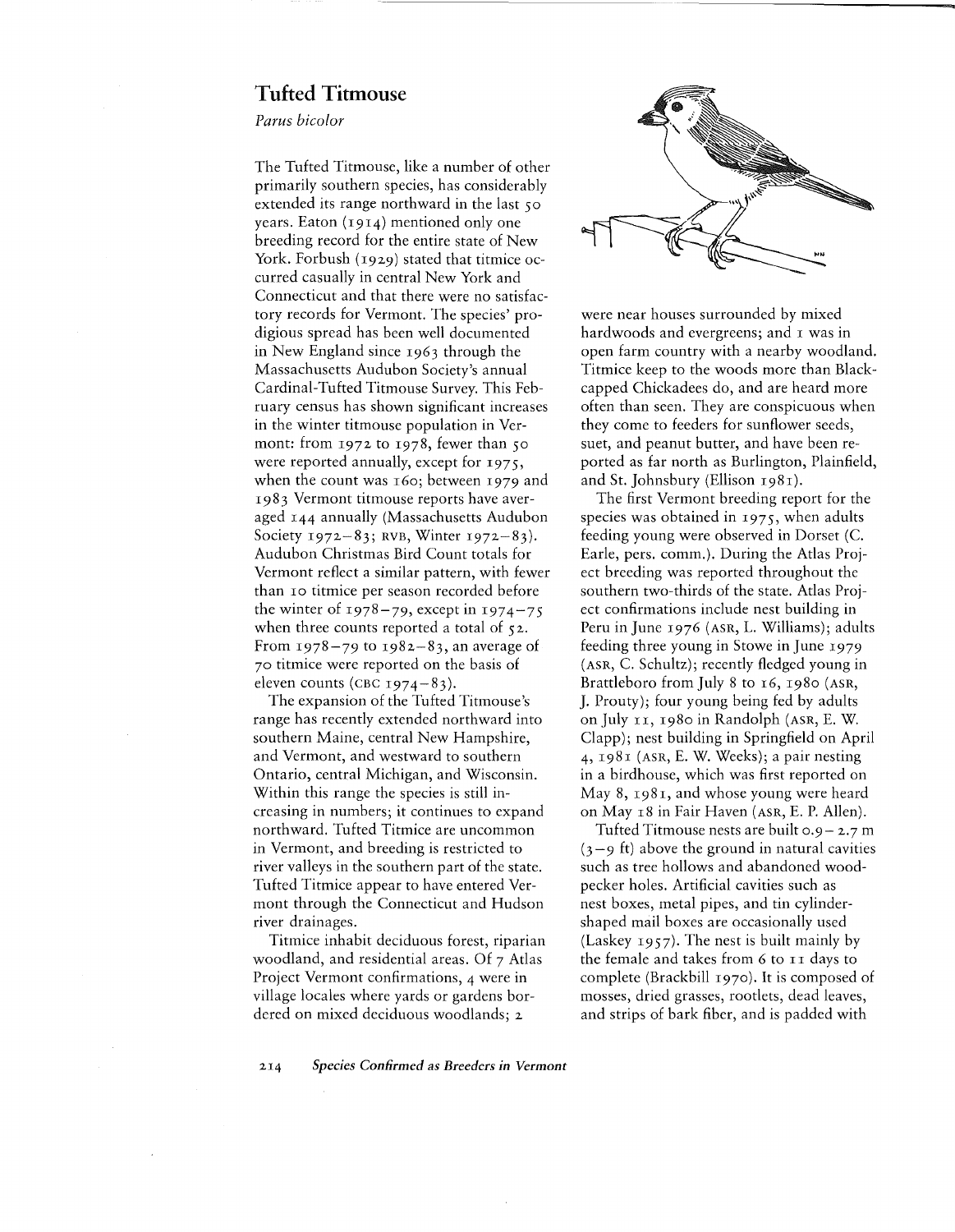# Tufted Titmouse

*Parus bicolor*

The Tufted Titmouse, like a number of other primarily southern species, has considerably extended its range northward in the last 50 years. Eaton (1914) mentioned only one breeding record for the entire state of New York. Forbush (1929) stated that titmice occurred casually in central New York and Connecticut and that there were no satisfactory records for Vermont. The species' prodigious spread has been well documented in New England since 1963 through the Massachusetts Audubon Society's annual Cardinal-Tufted Titmouse Survey. This February census has shown significant increases in the winter titmouse population in Vermont: from 1972 to 1978, fewer than 50 were reported annually, except for 1975, when the count was 160; between 1979 and 1983 Vermont titmouse reports have averaged 144 annually (Massachusetts Audubon Society 1972–83; RVB, Winter 1972–83). Audubon Christmas Bird Count totals for Vermont reflect a similar pattern, with fewer than 10 titmice per season recorded before the winter of 1978–79, except in 1974–75 when three counts reported a total of 52. From 1978–79 to 1982–83, an average of 70 titmice were reported on the basis of eleven counts (CBC 1974–83).

The expansion of the Tufted Titmouse's range has recently extended northward into southern Maine, central New Hampshire, and Vermont, and westward to southern Ontario, central Michigan, and Wisconsin. Within this range the species is still increasing in numbers; it continues to expand northward. Tufted Titmice are uncommon in Vermont, and breeding is restricted to river valleys in the southern part of the state. Tufted Titmice appear to have entered Vermont through the Connecticut and Hudson river drainages.

Titmice inhabit deciduous forest, riparian woodland, and residential areas. Of 7 Atlas Project Vermont confirmations, 4 were in village locales where yards or gardens bordered on mixed deciduous woodlands; 2 were near houses surrounded by mixed hardwoods and evergreens; and 1 was in open farm country with a nearby woodland. Titmice keep to the woods more than Black-capped Chickadees do, and are heard more often than seen. They are conspicuous when they come to feeders for sunflower seeds, suet, and peanut butter, and have been reported as far north as Burlington, Plainfield, and St. Johnsbury (Ellison 1981).

The first Vermont breeding report for the species was obtained in 1975, when adults feeding young were observed in Dorset (C. Earle, pers. comm.). During the Atlas Project breeding was reported throughout the southern two-thirds of the state. Atlas Project confirmations include nest building in Peru in June 1976 (ASR, L. Williams); adults feeding three young in Stowe in June 1979 (ASR, C. Schultz); recently fledged young in Brattleboro from July 8 to 16, 1980 (ASR, J. Prouty); four young being fed by adults on July 11, 1980 in Randolph (ASR, E. W. Clapp); nest building in Springfield on April 4, 1981 (ASR, E. W. Weeks); a pair nesting in a birdhouse, which was first reported on May 8, 1981, and whose young were heard on May 18 in Fair Haven (ASR, E. P. Allen).

Tufted Titmouse nests are built 0.9–2.7 m (3–9 ft) above the ground in natural cavities such as tree hollows and abandoned woodpecker holes. Artificial cavities such as nest boxes, metal pipes, and tin cylinder-shaped mail boxes are occasionally used (Laskey 1957). The nest is built mainly by the female and takes from 6 to 11 days to complete (Brackbill 1970). It is composed of mosses, dried grasses, rootlets, dead leaves, and strips of bark fiber, and is padded with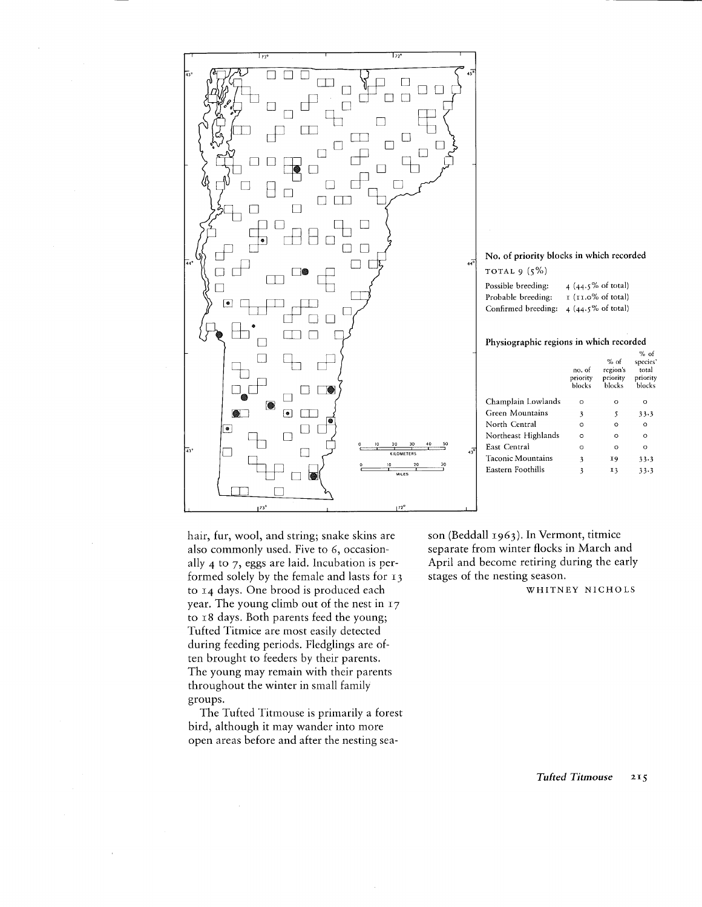73° 72°

45° 45°

44° 44°

43° 43°

0 10 20 30 40 50
KILOMETERS

0 10 20 30
MILES

73° 72°

**No. of priority blocks in which recorded**

TOTAL 9 (5%)

Possible breeding: 4 (44.5% of total)
Probable breeding: 1 (11.0% of total)
Confirmed breeding: 4 (44.5% of total)

**Physiographic regions in which recorded**

| | no. of priority blocks | % of region's priority blocks | % of species' total priority blocks |
|---|---|---|---|
| Champlain Lowlands | 0 | 0 | 0 |
| Green Mountains | 3 | 5 | 33.3 |
| North Central | 0 | 0 | 0 |
| Northeast Highlands | 0 | 0 | 0 |
| East Central | 0 | 0 | 0 |
| Taconic Mountains | 3 | 19 | 33.3 |
| Eastern Foothills | 3 | 13 | 33.3 |

hair, fur, wool, and string; snake skins are also commonly used. Five to 6, occasionally 4 to 7, eggs are laid. Incubation is performed solely by the female and lasts for 13 to 14 days. One brood is produced each year. The young climb out of the nest in 17 to 18 days. Both parents feed the young; Tufted Titmice are most easily detected during feeding periods. Fledglings are often brought to feeders by their parents. The young may remain with their parents throughout the winter in small family groups.

The Tufted Titmouse is primarily a forest bird, although it may wander into more open areas before and after the nesting season (Beddall 1963). In Vermont, titmice separate from winter flocks in March and April and become retiring during the early stages of the nesting season.

WHITNEY NICHOLS